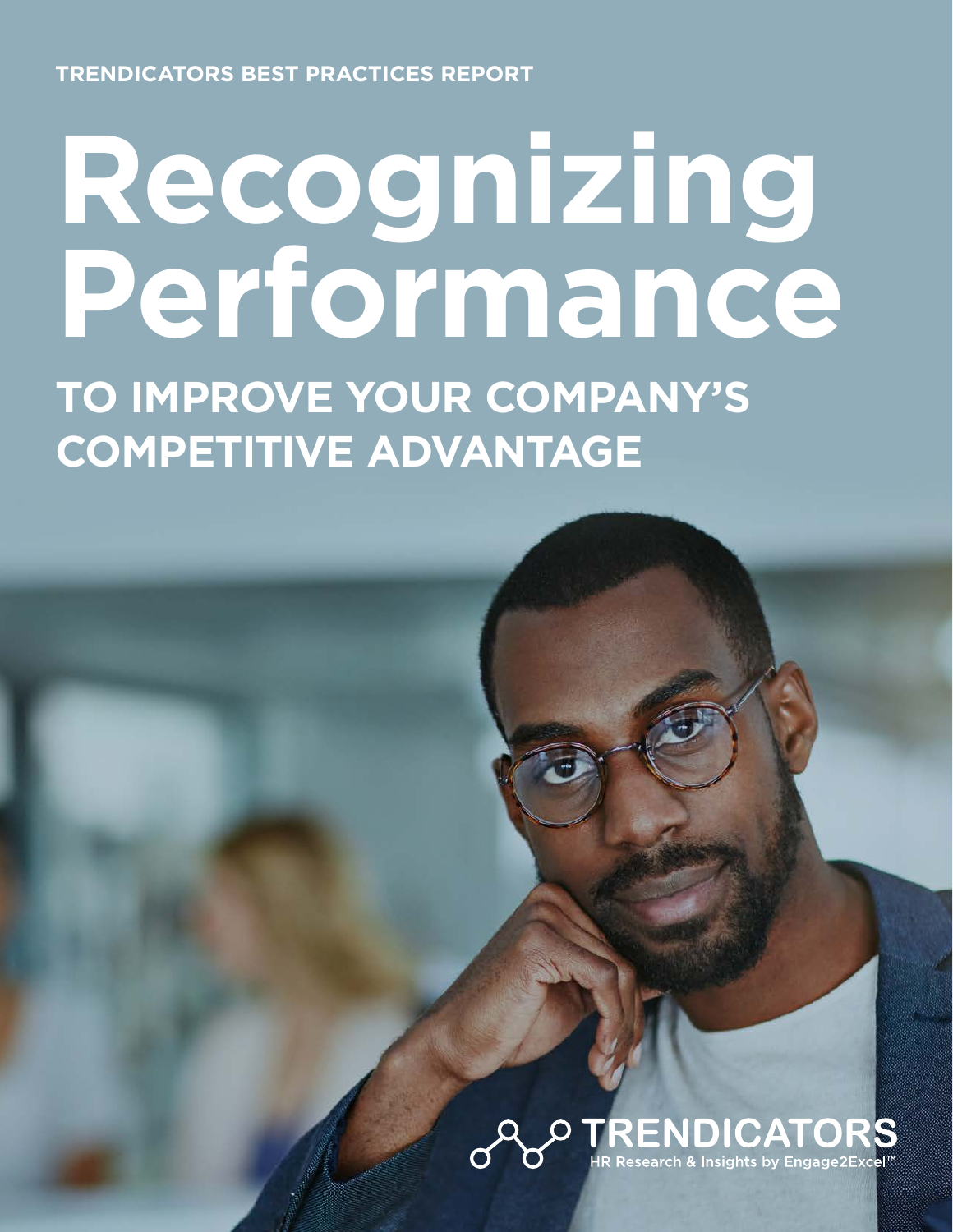TRENDICATORS BEST PRACTICES REPORT

# Recognizing Performance

## TO IMPROVE YOUR COMPANY'S COMPETITIVE ADVANTAGE

TRENDICATORS

HR Research & Insights by Engage2Excel™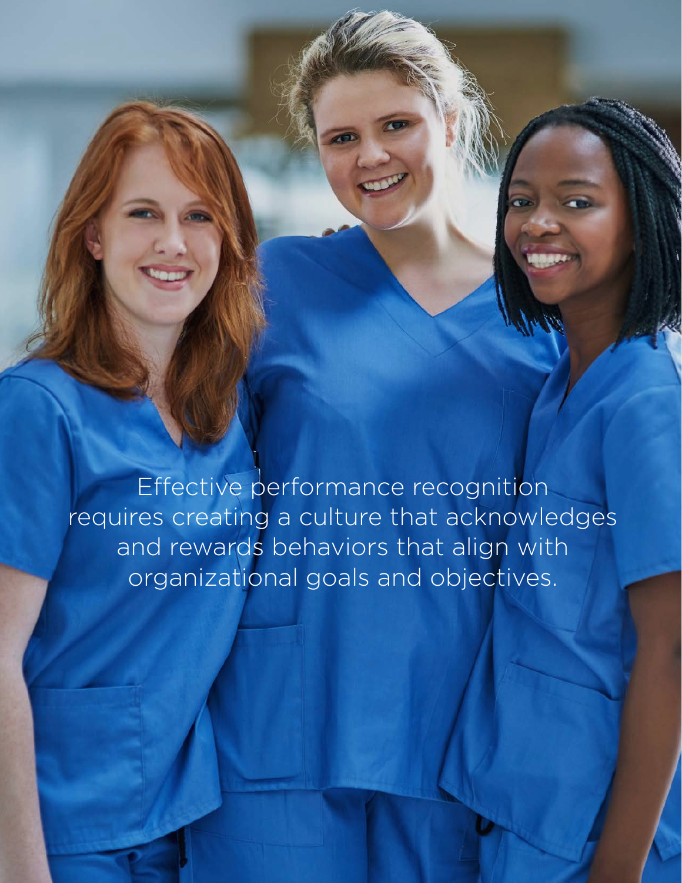Effective performance recognition requires creating a culture that acknowledges and rewards behaviors that align with organizational goals and objectives.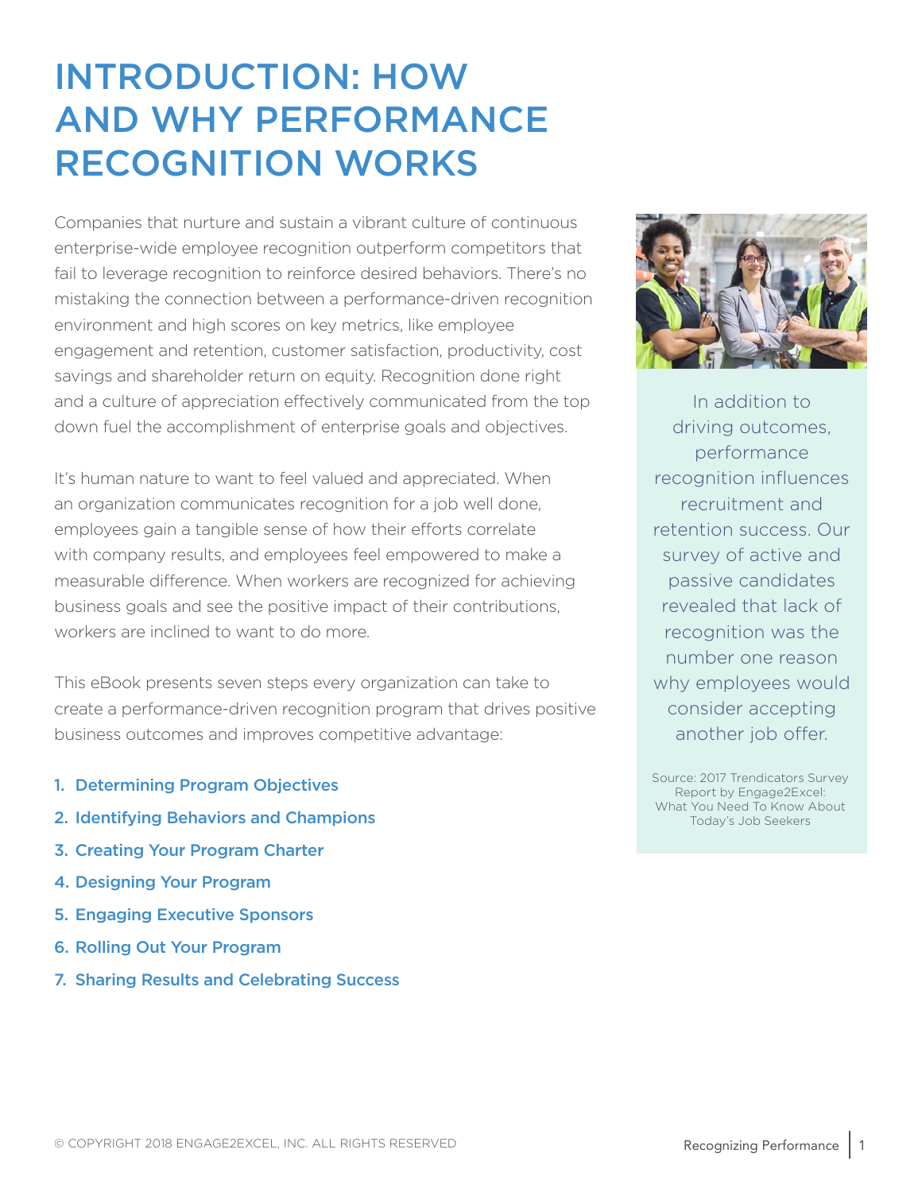# INTRODUCTION: HOW AND WHY PERFORMANCE RECOGNITION WORKS

Companies that nurture and sustain a vibrant culture of continuous enterprise-wide employee recognition outperform competitors that fail to leverage recognition to reinforce desired behaviors. There's no mistaking the connection between a performance-driven recognition environment and high scores on key metrics, like employee engagement and retention, customer satisfaction, productivity, cost savings and shareholder return on equity. Recognition done right and a culture of appreciation effectively communicated from the top down fuel the accomplishment of enterprise goals and objectives.

It's human nature to want to feel valued and appreciated. When an organization communicates recognition for a job well done, employees gain a tangible sense of how their efforts correlate with company results, and employees feel empowered to make a measurable difference. When workers are recognized for achieving business goals and see the positive impact of their contributions, workers are inclined to want to do more.

This eBook presents seven steps every organization can take to create a performance-driven recognition program that drives positive business outcomes and improves competitive advantage:

1. **Determining Program Objectives**
2. **Identifying Behaviors and Champions**
3. **Creating Your Program Charter**
4. **Designing Your Program**
5. **Engaging Executive Sponsors**
6. **Rolling Out Your Program**
7. **Sharing Results and Celebrating Success**

In addition to driving outcomes, performance recognition influences recruitment and retention success. Our survey of active and passive candidates revealed that lack of recognition was the number one reason why employees would consider accepting another job offer.

Source: 2017 Trendicators Survey Report by Engage2Excel: What You Need To Know About Today's Job Seekers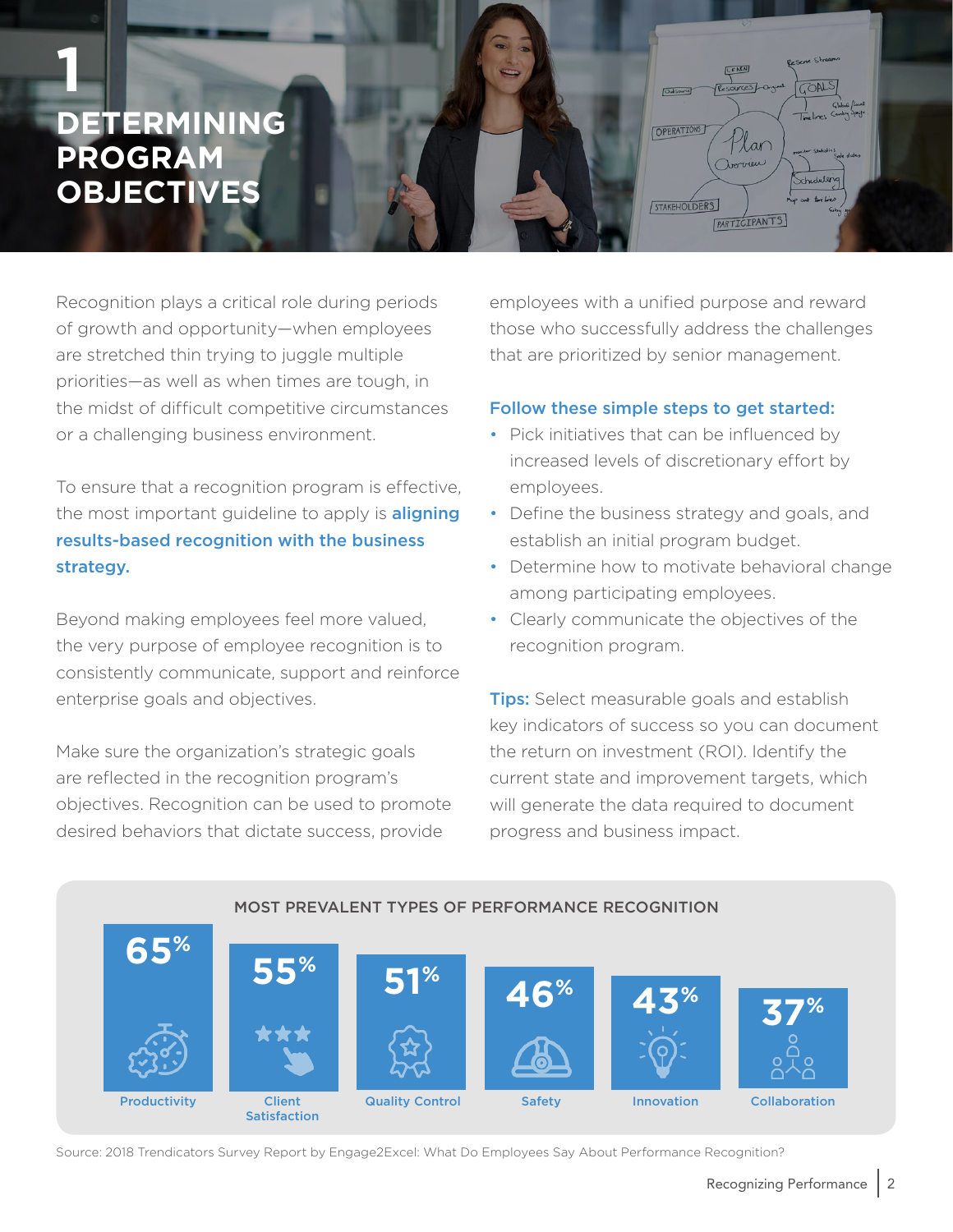# 1 DETERMINING PROGRAM OBJECTIVES

Recognition plays a critical role during periods of growth and opportunity—when employees are stretched thin trying to juggle multiple priorities—as well as when times are tough, in the midst of difficult competitive circumstances or a challenging business environment.

To ensure that a recognition program is effective, the most important guideline to apply is **aligning results-based recognition with the business strategy.**

Beyond making employees feel more valued, the very purpose of employee recognition is to consistently communicate, support and reinforce enterprise goals and objectives.

Make sure the organization's strategic goals are reflected in the recognition program's objectives. Recognition can be used to promote desired behaviors that dictate success, provide employees with a unified purpose and reward those who successfully address the challenges that are prioritized by senior management.

**Follow these simple steps to get started:**

- Pick initiatives that can be influenced by increased levels of discretionary effort by employees.
- Define the business strategy and goals, and establish an initial program budget.
- Determine how to motivate behavioral change among participating employees.
- Clearly communicate the objectives of the recognition program.

**Tips:** Select measurable goals and establish key indicators of success so you can document the return on investment (ROI). Identify the current state and improvement targets, which will generate the data required to document progress and business impact.

**MOST PREVALENT TYPES OF PERFORMANCE RECOGNITION**

| Type | Percentage |
|---|---|
| Productivity | 65% |
| Client Satisfaction | 55% |
| Quality Control | 51% |
| Safety | 46% |
| Innovation | 43% |
| Collaboration | 37% |

Source: 2018 Trendicators Survey Report by Engage2Excel: What Do Employees Say About Performance Recognition?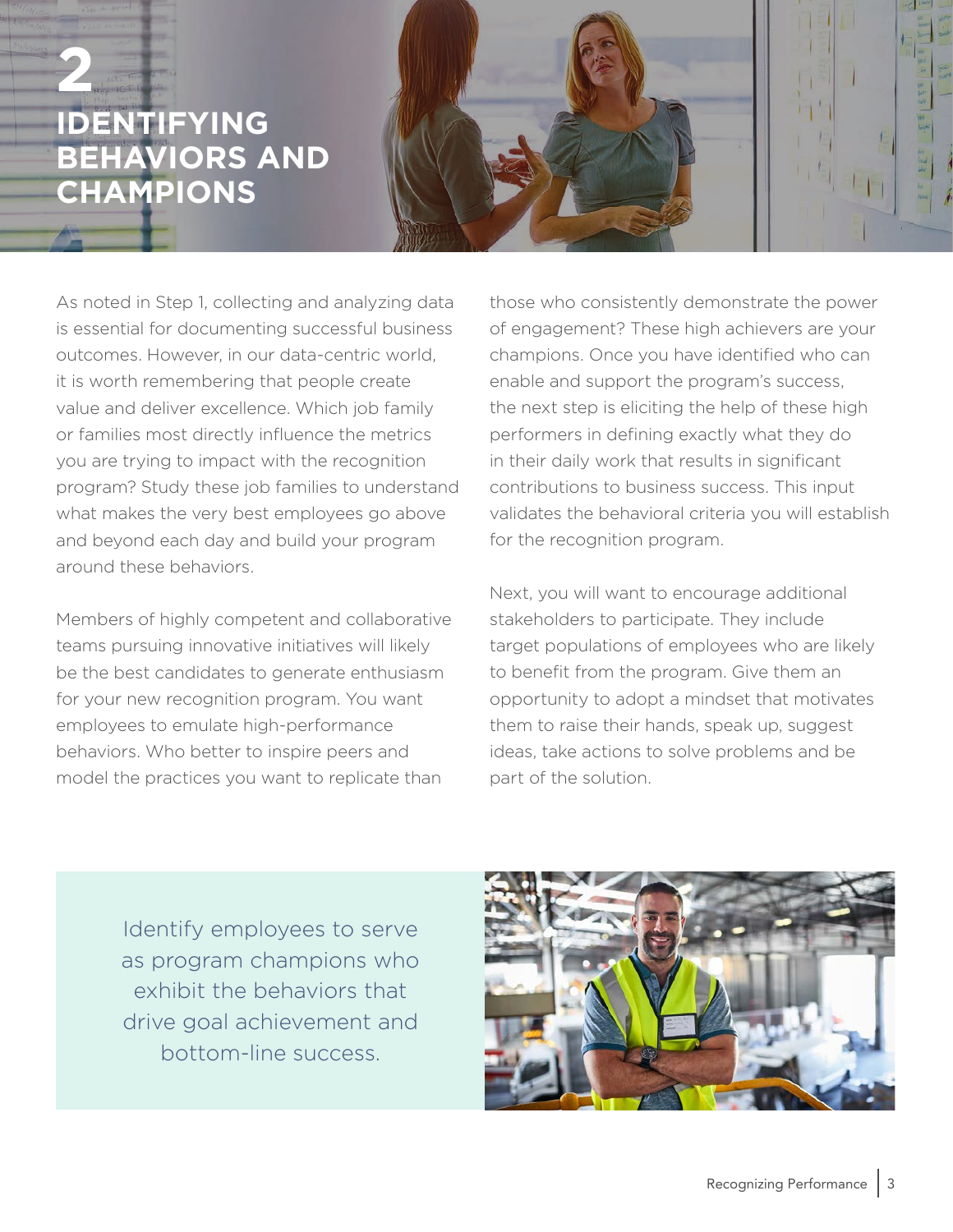# 2 IDENTIFYING BEHAVIORS AND CHAMPIONS

As noted in Step 1, collecting and analyzing data is essential for documenting successful business outcomes. However, in our data-centric world, it is worth remembering that people create value and deliver excellence. Which job family or families most directly influence the metrics you are trying to impact with the recognition program? Study these job families to understand what makes the very best employees go above and beyond each day and build your program around these behaviors.

Members of highly competent and collaborative teams pursuing innovative initiatives will likely be the best candidates to generate enthusiasm for your new recognition program. You want employees to emulate high-performance behaviors. Who better to inspire peers and model the practices you want to replicate than those who consistently demonstrate the power of engagement? These high achievers are your champions. Once you have identified who can enable and support the program's success, the next step is eliciting the help of these high performers in defining exactly what they do in their daily work that results in significant contributions to business success. This input validates the behavioral criteria you will establish for the recognition program.

Next, you will want to encourage additional stakeholders to participate. They include target populations of employees who are likely to benefit from the program. Give them an opportunity to adopt a mindset that motivates them to raise their hands, speak up, suggest ideas, take actions to solve problems and be part of the solution.

Identify employees to serve as program champions who exhibit the behaviors that drive goal achievement and bottom-line success.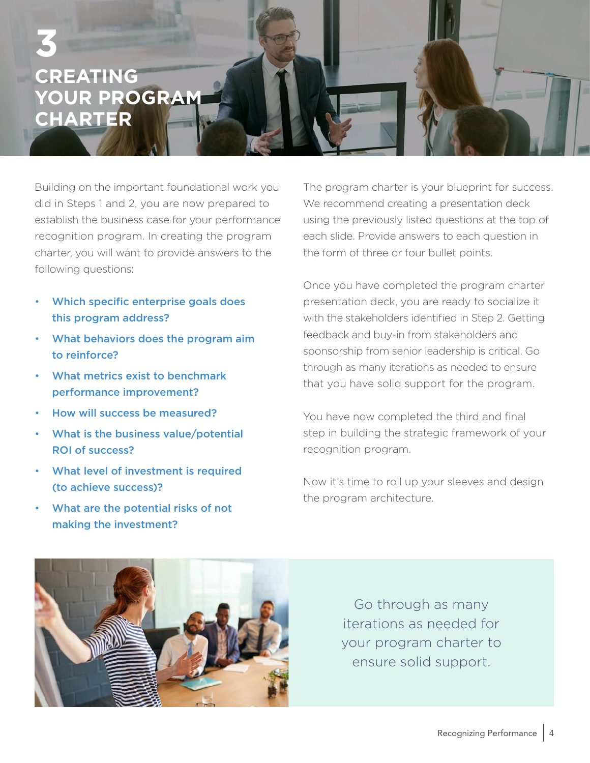# 3 CREATING YOUR PROGRAM CHARTER

Building on the important foundational work you did in Steps 1 and 2, you are now prepared to establish the business case for your performance recognition program. In creating the program charter, you will want to provide answers to the following questions:

- **Which specific enterprise goals does this program address?**
- **What behaviors does the program aim to reinforce?**
- **What metrics exist to benchmark performance improvement?**
- **How will success be measured?**
- **What is the business value/potential ROI of success?**
- **What level of investment is required (to achieve success)?**
- **What are the potential risks of not making the investment?**

The program charter is your blueprint for success. We recommend creating a presentation deck using the previously listed questions at the top of each slide. Provide answers to each question in the form of three or four bullet points.

Once you have completed the program charter presentation deck, you are ready to socialize it with the stakeholders identified in Step 2. Getting feedback and buy-in from stakeholders and sponsorship from senior leadership is critical. Go through as many iterations as needed to ensure that you have solid support for the program.

You have now completed the third and final step in building the strategic framework of your recognition program.

Now it's time to roll up your sleeves and design the program architecture.

Go through as many iterations as needed for your program charter to ensure solid support.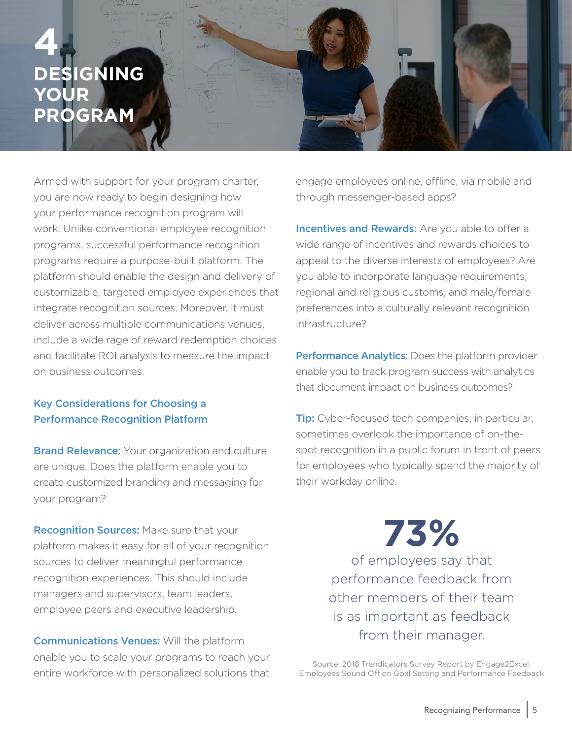# 4 DESIGNING YOUR PROGRAM

Armed with support for your program charter, you are now ready to begin designing how your performance recognition program will work. Unlike conventional employee recognition programs, successful performance recognition programs require a purpose-built platform. The platform should enable the design and delivery of customizable, targeted employee experiences that integrate recognition sources. Moreover, it must deliver across multiple communications venues, include a wide rage of reward redemption choices and facilitate ROI analysis to measure the impact on business outcomes.

## Key Considerations for Choosing a Performance Recognition Platform

**Brand Relevance:** Your organization and culture are unique. Does the platform enable you to create customized branding and messaging for your program?

**Recognition Sources:** Make sure that your platform makes it easy for all of your recognition sources to deliver meaningful performance recognition experiences. This should include managers and supervisors, team leaders, employee peers and executive leadership.

**Communications Venues:** Will the platform enable you to scale your programs to reach your entire workforce with personalized solutions that engage employees online, offline, via mobile and through messenger-based apps?

**Incentives and Rewards:** Are you able to offer a wide range of incentives and rewards choices to appeal to the diverse interests of employees? Are you able to incorporate language requirements, regional and religious customs, and male/female preferences into a culturally relevant recognition infrastructure?

**Performance Analytics:** Does the platform provider enable you to track program success with analytics that document impact on business outcomes?

**Tip:** Cyber-focused tech companies, in particular, sometimes overlook the importance of on-the-spot recognition in a public forum in front of peers for employees who typically spend the majority of their workday online.

**73%**

of employees say that performance feedback from other members of their team is as important as feedback from their manager.

Source: 2018 Trendicators Survey Report by Engage2Excel: Employees Sound Off on Goal Setting and Performance Feedback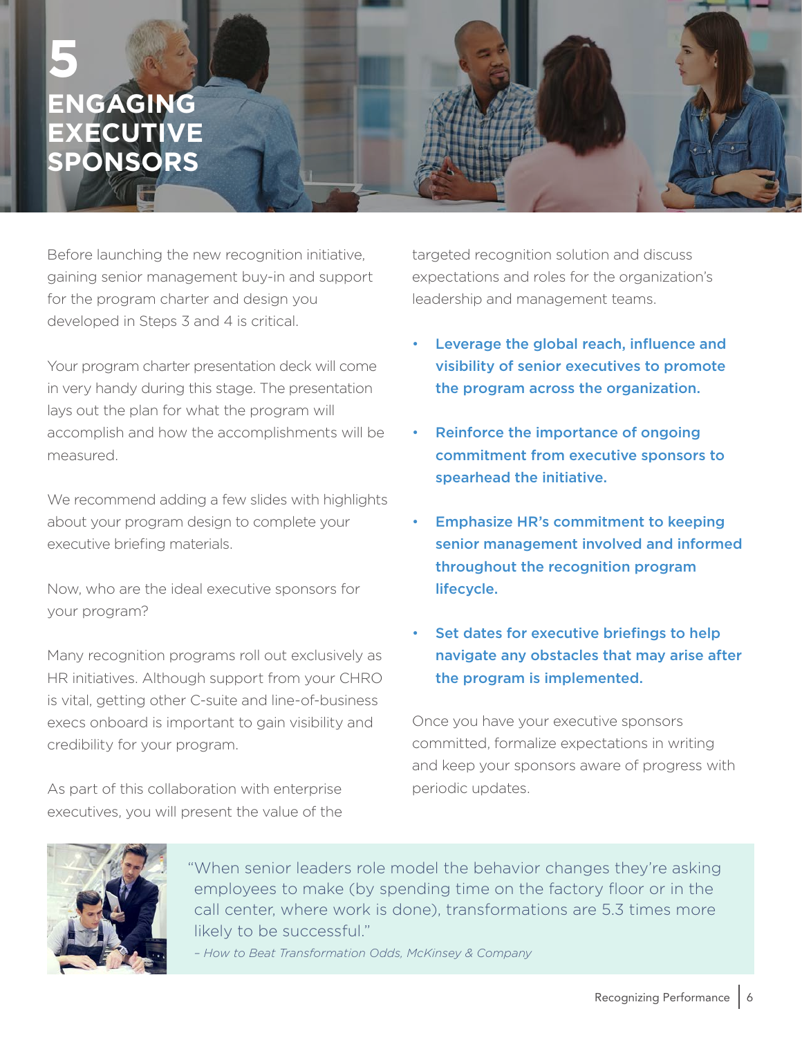# 5 ENGAGING EXECUTIVE SPONSORS

Before launching the new recognition initiative, gaining senior management buy-in and support for the program charter and design you developed in Steps 3 and 4 is critical.

Your program charter presentation deck will come in very handy during this stage. The presentation lays out the plan for what the program will accomplish and how the accomplishments will be measured.

We recommend adding a few slides with highlights about your program design to complete your executive briefing materials.

Now, who are the ideal executive sponsors for your program?

Many recognition programs roll out exclusively as HR initiatives. Although support from your CHRO is vital, getting other C-suite and line-of-business execs onboard is important to gain visibility and credibility for your program.

As part of this collaboration with enterprise executives, you will present the value of the targeted recognition solution and discuss expectations and roles for the organization's leadership and management teams.

- **Leverage the global reach, influence and visibility of senior executives to promote the program across the organization.**
- **Reinforce the importance of ongoing commitment from executive sponsors to spearhead the initiative.**
- **Emphasize HR's commitment to keeping senior management involved and informed throughout the recognition program lifecycle.**
- **Set dates for executive briefings to help navigate any obstacles that may arise after the program is implemented.**

Once you have your executive sponsors committed, formalize expectations in writing and keep your sponsors aware of progress with periodic updates.

> "When senior leaders role model the behavior changes they're asking employees to make (by spending time on the factory floor or in the call center, where work is done), transformations are 5.3 times more likely to be successful."
>
> *– How to Beat Transformation Odds, McKinsey & Company*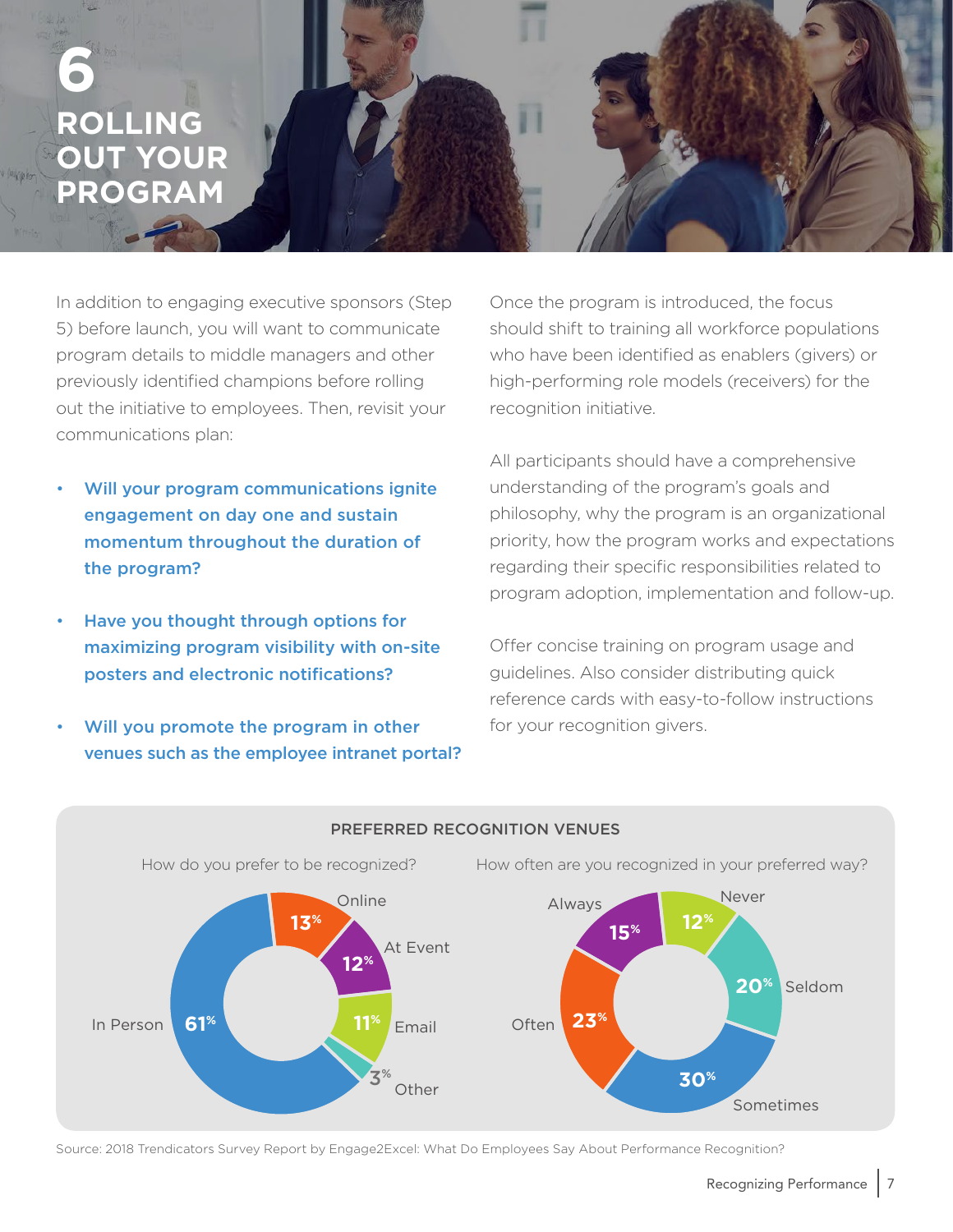# 6 ROLLING OUT YOUR PROGRAM

In addition to engaging executive sponsors (Step 5) before launch, you will want to communicate program details to middle managers and other previously identified champions before rolling out the initiative to employees. Then, revisit your communications plan:

- **Will your program communications ignite engagement on day one and sustain momentum throughout the duration of the program?**
- **Have you thought through options for maximizing program visibility with on-site posters and electronic notifications?**
- **Will you promote the program in other venues such as the employee intranet portal?**

Once the program is introduced, the focus should shift to training all workforce populations who have been identified as enablers (givers) or high-performing role models (receivers) for the recognition initiative.

All participants should have a comprehensive understanding of the program's goals and philosophy, why the program is an organizational priority, how the program works and expectations regarding their specific responsibilities related to program adoption, implementation and follow-up.

Offer concise training on program usage and guidelines. Also consider distributing quick reference cards with easy-to-follow instructions for your recognition givers.

**PREFERRED RECOGNITION VENUES**

How do you prefer to be recognized?

| Venue | % |
|---|---|
| In Person | 61% |
| Online | 13% |
| At Event | 12% |
| Email | 11% |
| Other | 3% |

How often are you recognized in your preferred way?

| Frequency | % |
|---|---|
| Always | 15% |
| Never | 12% |
| Seldom | 20% |
| Sometimes | 30% |
| Often | 23% |

Source: 2018 Trendicators Survey Report by Engage2Excel: What Do Employees Say About Performance Recognition?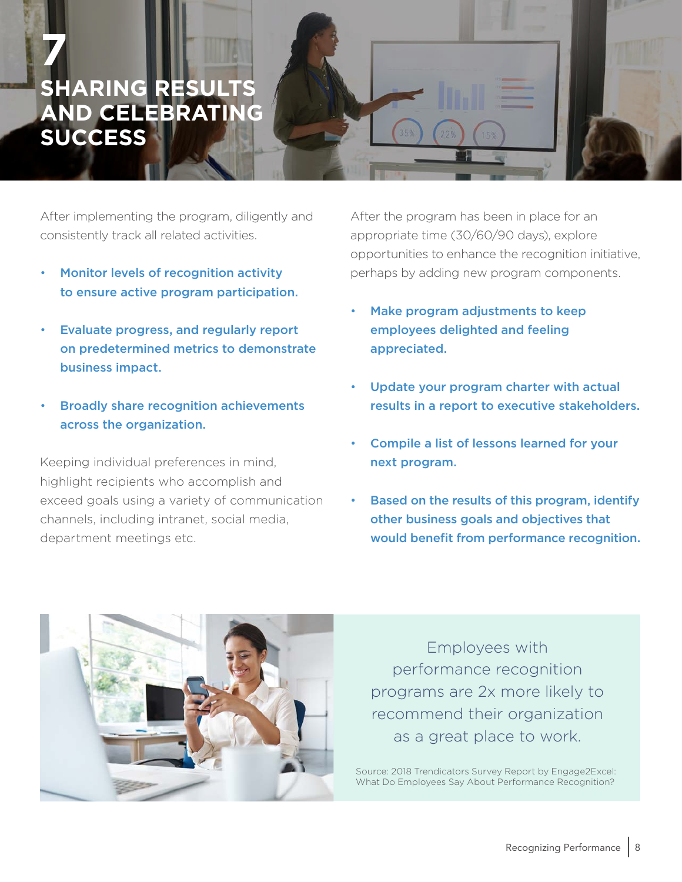# 7 SHARING RESULTS AND CELEBRATING SUCCESS

After implementing the program, diligently and consistently track all related activities.

- **Monitor levels of recognition activity to ensure active program participation.**
- **Evaluate progress, and regularly report on predetermined metrics to demonstrate business impact.**
- **Broadly share recognition achievements across the organization.**

Keeping individual preferences in mind, highlight recipients who accomplish and exceed goals using a variety of communication channels, including intranet, social media, department meetings etc.

After the program has been in place for an appropriate time (30/60/90 days), explore opportunities to enhance the recognition initiative, perhaps by adding new program components.

- **Make program adjustments to keep employees delighted and feeling appreciated.**
- **Update your program charter with actual results in a report to executive stakeholders.**
- **Compile a list of lessons learned for your next program.**
- **Based on the results of this program, identify other business goals and objectives that would benefit from performance recognition.**

Employees with performance recognition programs are 2x more likely to recommend their organization as a great place to work.

Source: 2018 Trendicators Survey Report by Engage2Excel: What Do Employees Say About Performance Recognition?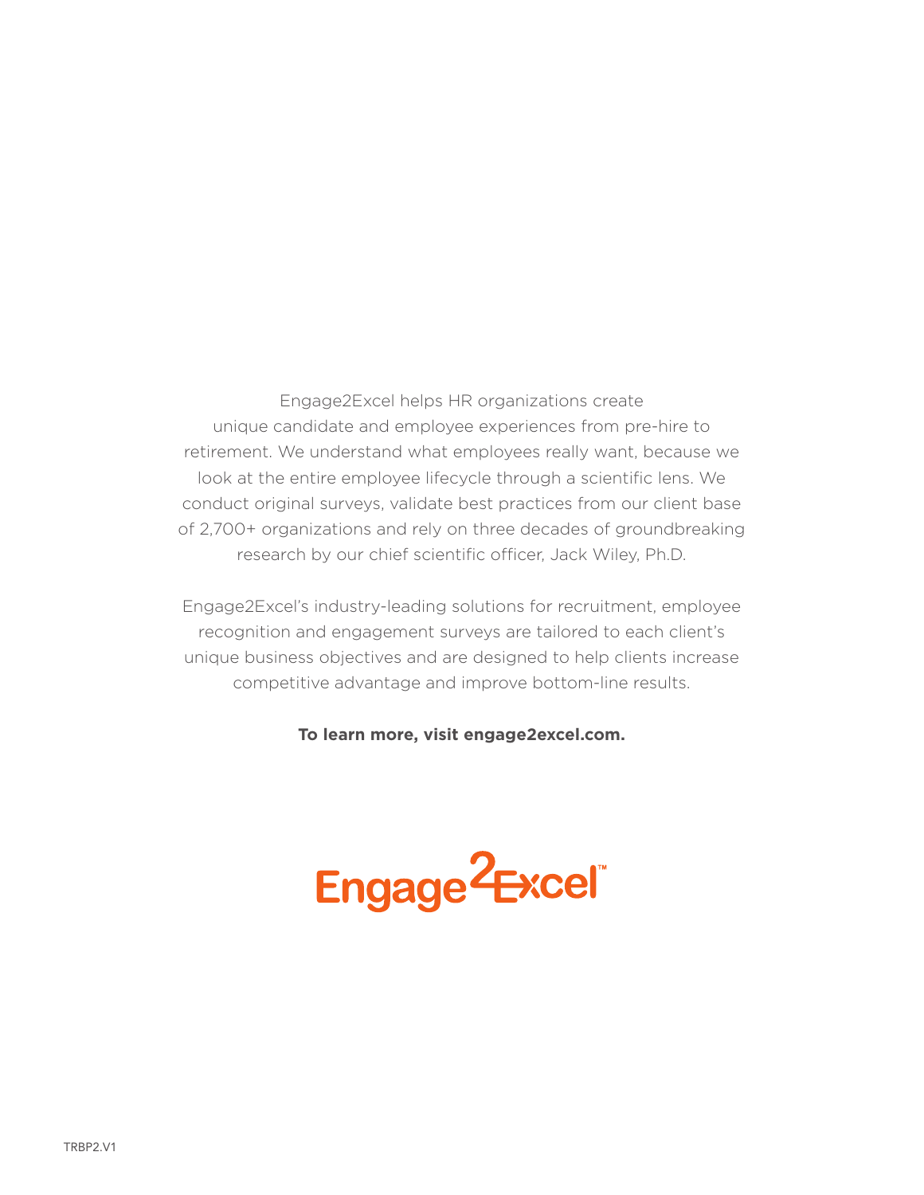Engage2Excel helps HR organizations create unique candidate and employee experiences from pre-hire to retirement. We understand what employees really want, because we look at the entire employee lifecycle through a scientific lens. We conduct original surveys, validate best practices from our client base of 2,700+ organizations and rely on three decades of groundbreaking research by our chief scientific officer, Jack Wiley, Ph.D.

Engage2Excel's industry-leading solutions for recruitment, employee recognition and engagement surveys are tailored to each client's unique business objectives and are designed to help clients increase competitive advantage and improve bottom-line results.

**To learn more, visit engage2excel.com.**

Engage2Excel™

TRBP2.V1